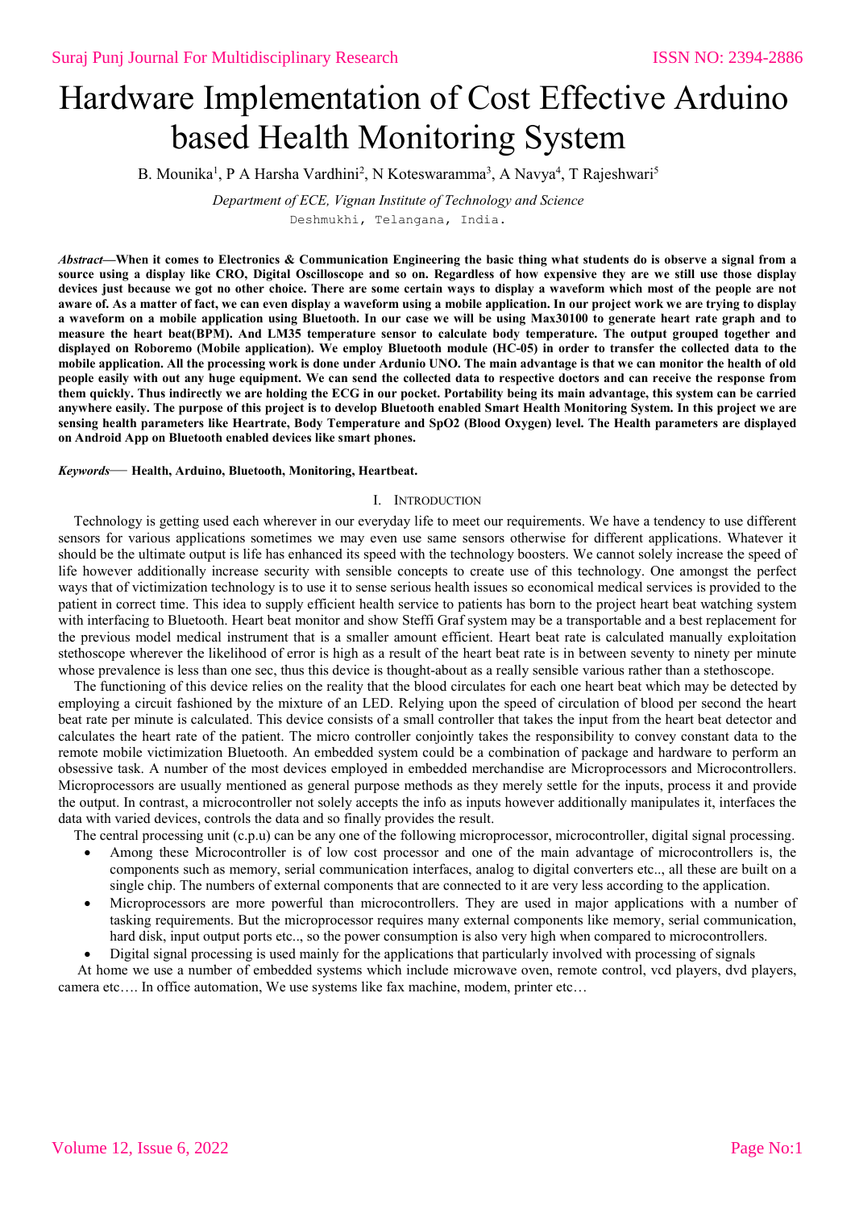# Hardware Implementation of Cost Effective Arduino based Health Monitoring System

B. Mounika[1], P A Harsha Vardhini[2], N Koteswaramma[3], A Navya[4], T Rajeshwari[5]

*Department of ECE, Vignan Institute of Technology and Science*

Deshmukhi, Telangana, India.

***Abstract*—When it comes to Electronics & Communication Engineering the basic thing what students do is observe a signal from a source using a display like CRO, Digital Oscilloscope and so on. Regardless of how expensive they are we still use those display devices just because we got no other choice. There are some certain ways to display a waveform which most of the people are not aware of. As a matter of fact, we can even display a waveform using a mobile application. In our project work we are trying to display a waveform on a mobile application using Bluetooth. In our case we will be using Max30100 to generate heart rate graph and to measure the heart beat(BPM). And LM35 temperature sensor to calculate body temperature. The output grouped together and displayed on Roboremo (Mobile application). We employ Bluetooth module (HC-05) in order to transfer the collected data to the mobile application. All the processing work is done under Ardunio UNO. The main advantage is that we can monitor the health of old people easily with out any huge equipment. We can send the collected data to respective doctors and can receive the response from them quickly. Thus indirectly we are holding the ECG in our pocket. Portability being its main advantage, this system can be carried anywhere easily. The purpose of this project is to develop Bluetooth enabled Smart Health Monitoring System. In this project we are sensing health parameters like Heartrate, Body Temperature and SpO2 (Blood Oxygen) level. The Health parameters are displayed on Android App on Bluetooth enabled devices like smart phones.**

***Keywords*— Health, Arduino, Bluetooth, Monitoring, Heartbeat.**

## I. Introduction

Technology is getting used each wherever in our everyday life to meet our requirements. We have a tendency to use different sensors for various applications sometimes we may even use same sensors otherwise for different applications. Whatever it should be the ultimate output is life has enhanced its speed with the technology boosters. We cannot solely increase the speed of life however additionally increase security with sensible concepts to create use of this technology. One amongst the perfect ways that of victimization technology is to use it to sense serious health issues so economical medical services is provided to the patient in correct time. This idea to supply efficient health service to patients has born to the project heart beat watching system with interfacing to Bluetooth. Heart beat monitor and show Steffi Graf system may be a transportable and a best replacement for the previous model medical instrument that is a smaller amount efficient. Heart beat rate is calculated manually exploitation stethoscope wherever the likelihood of error is high as a result of the heart beat rate is in between seventy to ninety per minute whose prevalence is less than one sec, thus this device is thought-about as a really sensible various rather than a stethoscope.

The functioning of this device relies on the reality that the blood circulates for each one heart beat which may be detected by employing a circuit fashioned by the mixture of an LED. Relying upon the speed of circulation of blood per second the heart beat rate per minute is calculated. This device consists of a small controller that takes the input from the heart beat detector and calculates the heart rate of the patient. The micro controller conjointly takes the responsibility to convey constant data to the remote mobile victimization Bluetooth. An embedded system could be a combination of package and hardware to perform an obsessive task. A number of the most devices employed in embedded merchandise are Microprocessors and Microcontrollers. Microprocessors are usually mentioned as general purpose methods as they merely settle for the inputs, process it and provide the output. In contrast, a microcontroller not solely accepts the info as inputs however additionally manipulates it, interfaces the data with varied devices, controls the data and so finally provides the result.

The central processing unit (c.p.u) can be any one of the following microprocessor, microcontroller, digital signal processing.

- Among these Microcontroller is of low cost processor and one of the main advantage of microcontrollers is, the components such as memory, serial communication interfaces, analog to digital converters etc.., all these are built on a single chip. The numbers of external components that are connected to it are very less according to the application.
- Microprocessors are more powerful than microcontrollers. They are used in major applications with a number of tasking requirements. But the microprocessor requires many external components like memory, serial communication, hard disk, input output ports etc.., so the power consumption is also very high when compared to microcontrollers.
- Digital signal processing is used mainly for the applications that particularly involved with processing of signals

At home we use a number of embedded systems which include microwave oven, remote control, vcd players, dvd players, camera etc…. In office automation, We use systems like fax machine, modem, printer etc…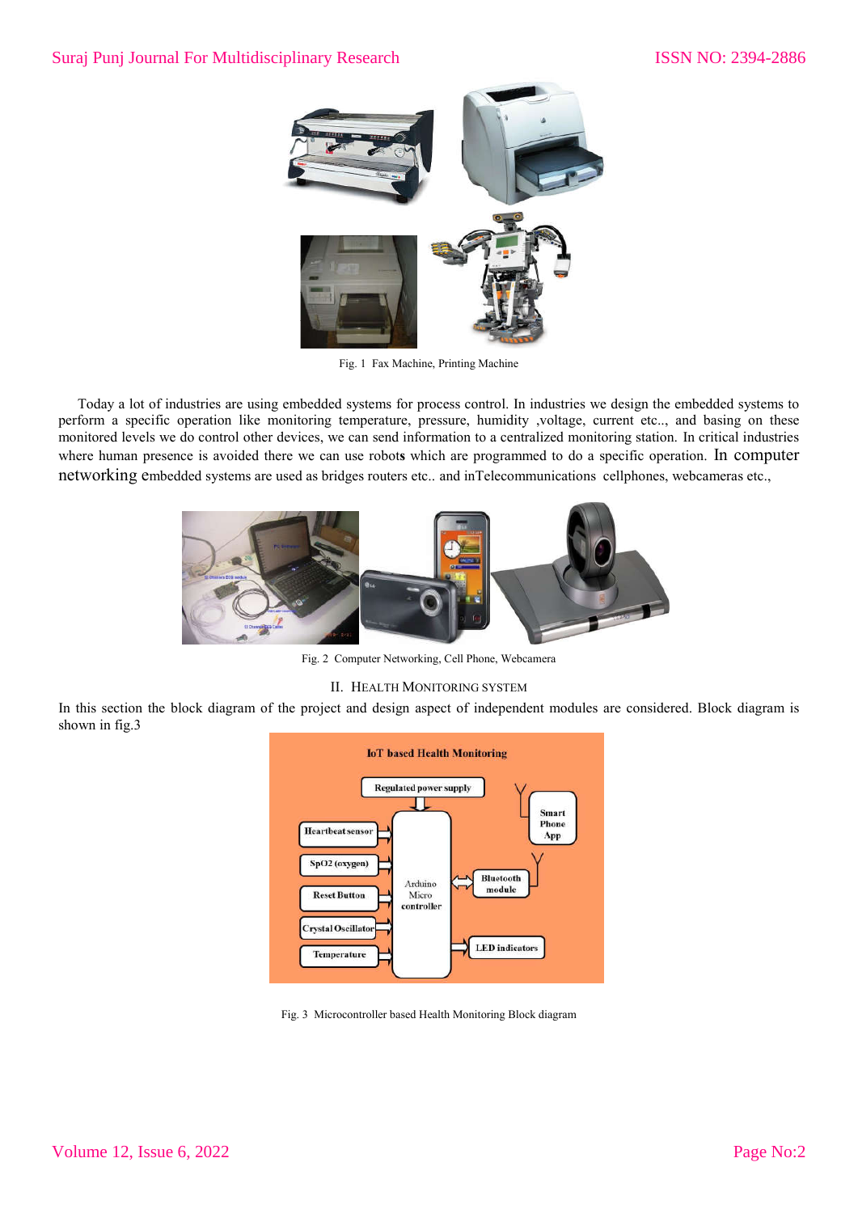Fig. 1 Fax Machine, Printing Machine

Today a lot of industries are using embedded systems for process control. In industries we design the embedded systems to perform a specific operation like monitoring temperature, pressure, humidity ,voltage, current etc.., and basing on these monitored levels we do control other devices, we can send information to a centralized monitoring station. In critical industries where human presence is avoided there we can use robots which are programmed to do a specific operation. In computer networking embedded systems are used as bridges routers etc.. and inTelecommunications cellphones, webcameras etc.,

Fig. 2 Computer Networking, Cell Phone, Webcamera

## II. HEALTH MONITORING SYSTEM

In this section the block diagram of the project and design aspect of independent modules are considered. Block diagram is shown in fig.3

Fig. 3 Microcontroller based Health Monitoring Block diagram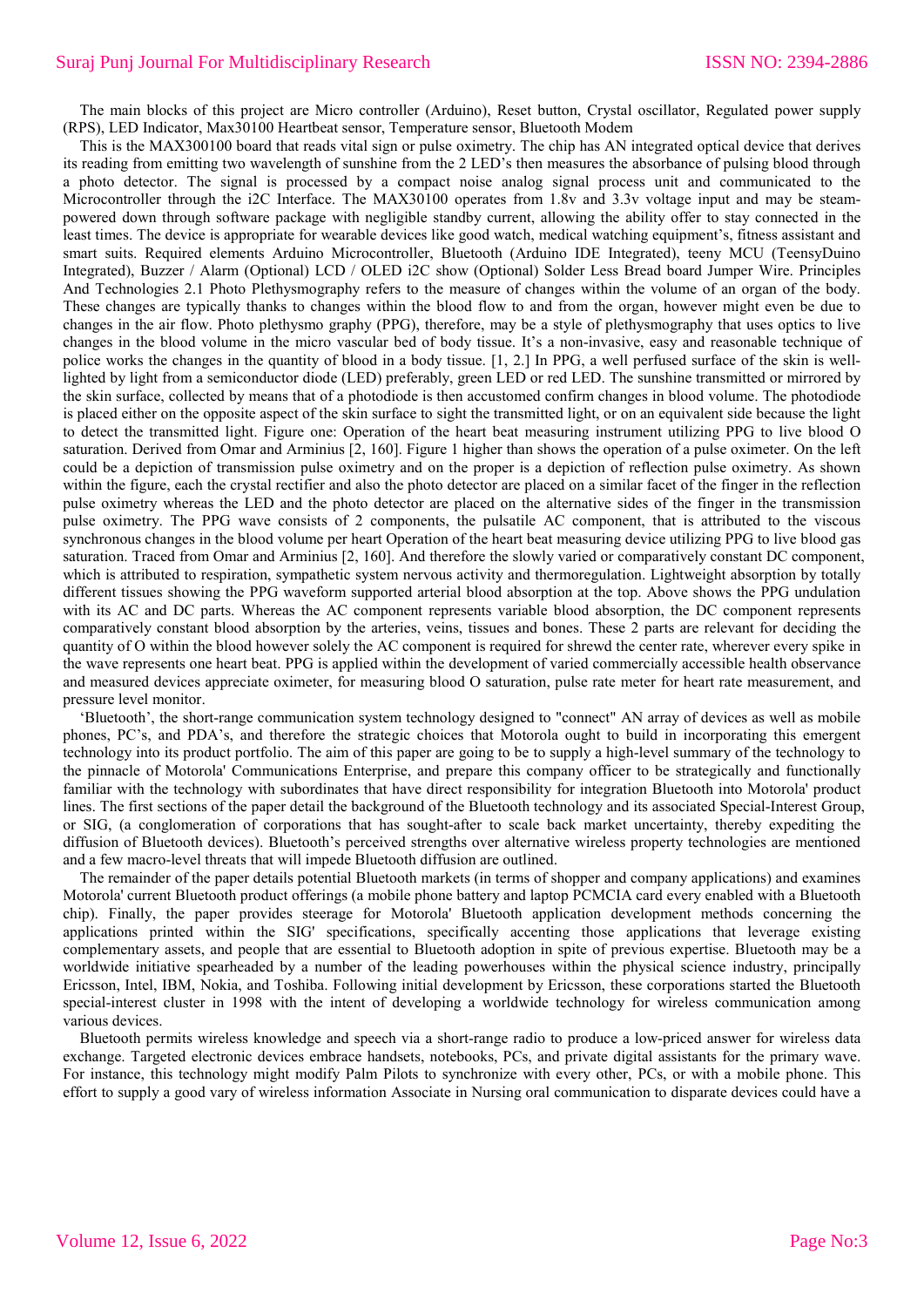The main blocks of this project are Micro controller (Arduino), Reset button, Crystal oscillator, Regulated power supply (RPS), LED Indicator, Max30100 Heartbeat sensor, Temperature sensor, Bluetooth Modem

This is the MAX300100 board that reads vital sign or pulse oximetry. The chip has AN integrated optical device that derives its reading from emitting two wavelength of sunshine from the 2 LED's then measures the absorbance of pulsing blood through a photo detector. The signal is processed by a compact noise analog signal process unit and communicated to the Microcontroller through the i2C Interface. The MAX30100 operates from 1.8v and 3.3v voltage input and may be steam-powered down through software package with negligible standby current, allowing the ability offer to stay connected in the least times. The device is appropriate for wearable devices like good watch, medical watching equipment's, fitness assistant and smart suits. Required elements Arduino Microcontroller, Bluetooth (Arduino IDE Integrated), teeny MCU (TeensyDuino Integrated), Buzzer / Alarm (Optional) LCD / OLED i2C show (Optional) Solder Less Bread board Jumper Wire. Principles And Technologies 2.1 Photo Plethysmography refers to the measure of changes within the volume of an organ of the body. These changes are typically thanks to changes within the blood flow to and from the organ, however might even be due to changes in the air flow. Photo plethysmo graphy (PPG), therefore, may be a style of plethysmography that uses optics to live changes in the blood volume in the micro vascular bed of body tissue. It's a non-invasive, easy and reasonable technique of police works the changes in the quantity of blood in a body tissue. [1, 2.] In PPG, a well perfused surface of the skin is well-lighted by light from a semiconductor diode (LED) preferably, green LED or red LED. The sunshine transmitted or mirrored by the skin surface, collected by means that of a photodiode is then accustomed confirm changes in blood volume. The photodiode is placed either on the opposite aspect of the skin surface to sight the transmitted light, or on an equivalent side because the light to detect the transmitted light. Figure one: Operation of the heart beat measuring instrument utilizing PPG to live blood O saturation. Derived from Omar and Arminius [2, 160]. Figure 1 higher than shows the operation of a pulse oximeter. On the left could be a depiction of transmission pulse oximetry and on the proper is a depiction of reflection pulse oximetry. As shown within the figure, each the crystal rectifier and also the photo detector are placed on a similar facet of the finger in the reflection pulse oximetry whereas the LED and the photo detector are placed on the alternative sides of the finger in the transmission pulse oximetry. The PPG wave consists of 2 components, the pulsatile AC component, that is attributed to the viscous synchronous changes in the blood volume per heart Operation of the heart beat measuring device utilizing PPG to live blood gas saturation. Traced from Omar and Arminius [2, 160]. And therefore the slowly varied or comparatively constant DC component, which is attributed to respiration, sympathetic system nervous activity and thermoregulation. Lightweight absorption by totally different tissues showing the PPG waveform supported arterial blood absorption at the top. Above shows the PPG undulation with its AC and DC parts. Whereas the AC component represents variable blood absorption, the DC component represents comparatively constant blood absorption by the arteries, veins, tissues and bones. These 2 parts are relevant for deciding the quantity of O within the blood however solely the AC component is required for shrewd the center rate, wherever every spike in the wave represents one heart beat. PPG is applied within the development of varied commercially accessible health observance and measured devices appreciate oximeter, for measuring blood O saturation, pulse rate meter for heart rate measurement, and pressure level monitor.

'Bluetooth', the short-range communication system technology designed to "connect" AN array of devices as well as mobile phones, PC's, and PDA's, and therefore the strategic choices that Motorola ought to build in incorporating this emergent technology into its product portfolio. The aim of this paper are going to be to supply a high-level summary of the technology to the pinnacle of Motorola' Communications Enterprise, and prepare this company officer to be strategically and functionally familiar with the technology with subordinates that have direct responsibility for integration Bluetooth into Motorola' product lines. The first sections of the paper detail the background of the Bluetooth technology and its associated Special-Interest Group, or SIG, (a conglomeration of corporations that has sought-after to scale back market uncertainty, thereby expediting the diffusion of Bluetooth devices). Bluetooth's perceived strengths over alternative wireless property technologies are mentioned and a few macro-level threats that will impede Bluetooth diffusion are outlined.

The remainder of the paper details potential Bluetooth markets (in terms of shopper and company applications) and examines Motorola' current Bluetooth product offerings (a mobile phone battery and laptop PCMCIA card every enabled with a Bluetooth chip). Finally, the paper provides steerage for Motorola' Bluetooth application development methods concerning the applications printed within the SIG' specifications, specifically accenting those applications that leverage existing complementary assets, and people that are essential to Bluetooth adoption in spite of previous expertise. Bluetooth may be a worldwide initiative spearheaded by a number of the leading powerhouses within the physical science industry, principally Ericsson, Intel, IBM, Nokia, and Toshiba. Following initial development by Ericsson, these corporations started the Bluetooth special-interest cluster in 1998 with the intent of developing a worldwide technology for wireless communication among various devices.

Bluetooth permits wireless knowledge and speech via a short-range radio to produce a low-priced answer for wireless data exchange. Targeted electronic devices embrace handsets, notebooks, PCs, and private digital assistants for the primary wave. For instance, this technology might modify Palm Pilots to synchronize with every other, PCs, or with a mobile phone. This effort to supply a good vary of wireless information Associate in Nursing oral communication to disparate devices could have a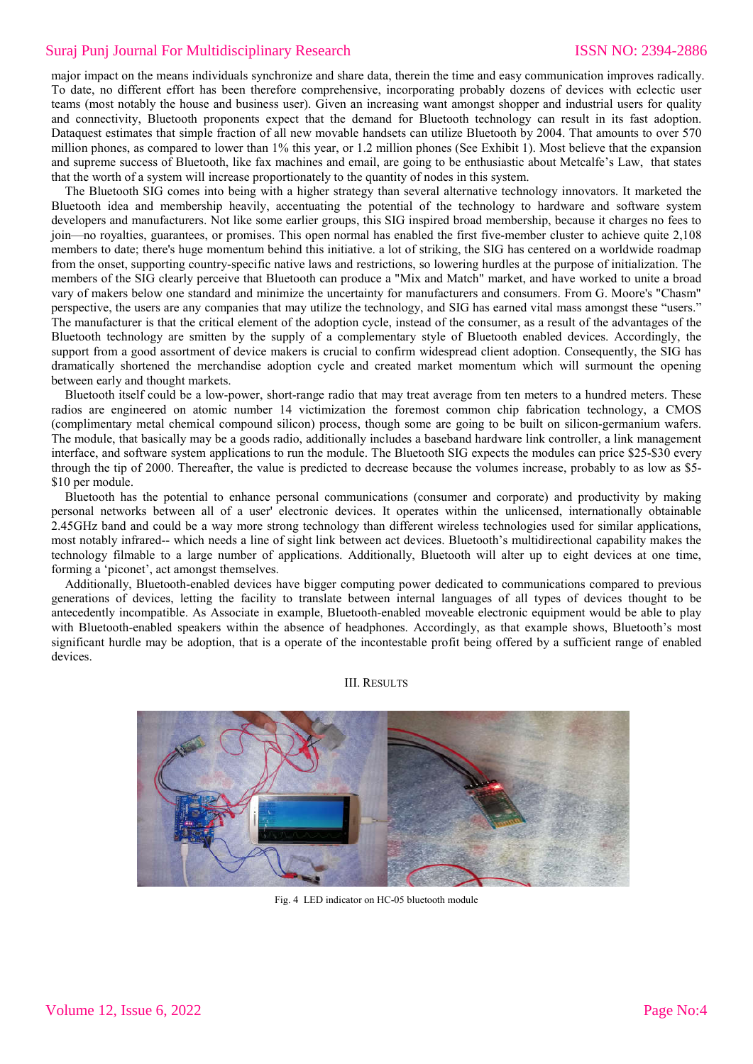major impact on the means individuals synchronize and share data, therein the time and easy communication improves radically. To date, no different effort has been therefore comprehensive, incorporating probably dozens of devices with eclectic user teams (most notably the house and business user). Given an increasing want amongst shopper and industrial users for quality and connectivity, Bluetooth proponents expect that the demand for Bluetooth technology can result in its fast adoption. Dataquest estimates that simple fraction of all new movable handsets can utilize Bluetooth by 2004. That amounts to over 570 million phones, as compared to lower than 1% this year, or 1.2 million phones (See Exhibit 1). Most believe that the expansion and supreme success of Bluetooth, like fax machines and email, are going to be enthusiastic about Metcalfe's Law, that states that the worth of a system will increase proportionately to the quantity of nodes in this system.

The Bluetooth SIG comes into being with a higher strategy than several alternative technology innovators. It marketed the Bluetooth idea and membership heavily, accentuating the potential of the technology to hardware and software system developers and manufacturers. Not like some earlier groups, this SIG inspired broad membership, because it charges no fees to join—no royalties, guarantees, or promises. This open normal has enabled the first five-member cluster to achieve quite 2,108 members to date; there's huge momentum behind this initiative. a lot of striking, the SIG has centered on a worldwide roadmap from the onset, supporting country-specific native laws and restrictions, so lowering hurdles at the purpose of initialization. The members of the SIG clearly perceive that Bluetooth can produce a "Mix and Match" market, and have worked to unite a broad vary of makers below one standard and minimize the uncertainty for manufacturers and consumers. From G. Moore's "Chasm" perspective, the users are any companies that may utilize the technology, and SIG has earned vital mass amongst these "users." The manufacturer is that the critical element of the adoption cycle, instead of the consumer, as a result of the advantages of the Bluetooth technology are smitten by the supply of a complementary style of Bluetooth enabled devices. Accordingly, the support from a good assortment of device makers is crucial to confirm widespread client adoption. Consequently, the SIG has dramatically shortened the merchandise adoption cycle and created market momentum which will surmount the opening between early and thought markets.

Bluetooth itself could be a low-power, short-range radio that may treat average from ten meters to a hundred meters. These radios are engineered on atomic number 14 victimization the foremost common chip fabrication technology, a CMOS (complimentary metal chemical compound silicon) process, though some are going to be built on silicon-germanium wafers. The module, that basically may be a goods radio, additionally includes a baseband hardware link controller, a link management interface, and software system applications to run the module. The Bluetooth SIG expects the modules can price $25-$30 every through the tip of 2000. Thereafter, the value is predicted to decrease because the volumes increase, probably to as low as $5-$10 per module.

Bluetooth has the potential to enhance personal communications (consumer and corporate) and productivity by making personal networks between all of a user' electronic devices. It operates within the unlicensed, internationally obtainable 2.45GHz band and could be a way more strong technology than different wireless technologies used for similar applications, most notably infrared-- which needs a line of sight link between act devices. Bluetooth's multidirectional capability makes the technology filmable to a large number of applications. Additionally, Bluetooth will alter up to eight devices at one time, forming a 'piconet', act amongst themselves.

Additionally, Bluetooth-enabled devices have bigger computing power dedicated to communications compared to previous generations of devices, letting the facility to translate between internal languages of all types of devices thought to be antecedently incompatible. As Associate in example, Bluetooth-enabled moveable electronic equipment would be able to play with Bluetooth-enabled speakers within the absence of headphones. Accordingly, as that example shows, Bluetooth's most significant hurdle may be adoption, that is a operate of the incontestable profit being offered by a sufficient range of enabled devices.

## III. Results

Fig. 4 LED indicator on HC-05 bluetooth module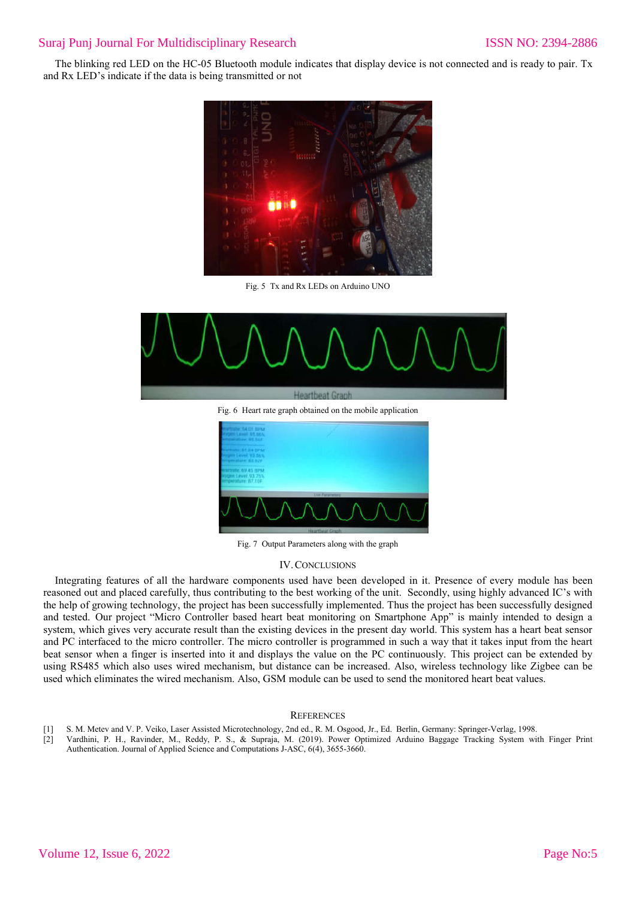The blinking red LED on the HC-05 Bluetooth module indicates that display device is not connected and is ready to pair. Tx and Rx LED's indicate if the data is being transmitted or not

Fig. 5 Tx and Rx LEDs on Arduino UNO

Fig. 6 Heart rate graph obtained on the mobile application

Fig. 7 Output Parameters along with the graph

## IV. Conclusions

Integrating features of all the hardware components used have been developed in it. Presence of every module has been reasoned out and placed carefully, thus contributing to the best working of the unit. Secondly, using highly advanced IC's with the help of growing technology, the project has been successfully implemented. Thus the project has been successfully designed and tested. Our project "Micro Controller based heart beat monitoring on Smartphone App" is mainly intended to design a system, which gives very accurate result than the existing devices in the present day world. This system has a heart beat sensor and PC interfaced to the micro controller. The micro controller is programmed in such a way that it takes input from the heart beat sensor when a finger is inserted into it and displays the value on the PC continuously. This project can be extended by using RS485 which also uses wired mechanism, but distance can be increased. Also, wireless technology like Zigbee can be used which eliminates the wired mechanism. Also, GSM module can be used to send the monitored heart beat values.

## References

[1] S. M. Metev and V. P. Veiko, Laser Assisted Microtechnology, 2nd ed., R. M. Osgood, Jr., Ed. Berlin, Germany: Springer-Verlag, 1998.

[2] Vardhini, P. H., Ravinder, M., Reddy, P. S., & Supraja, M. (2019). Power Optimized Arduino Baggage Tracking System with Finger Print Authentication. Journal of Applied Science and Computations J-ASC, 6(4), 3655-3660.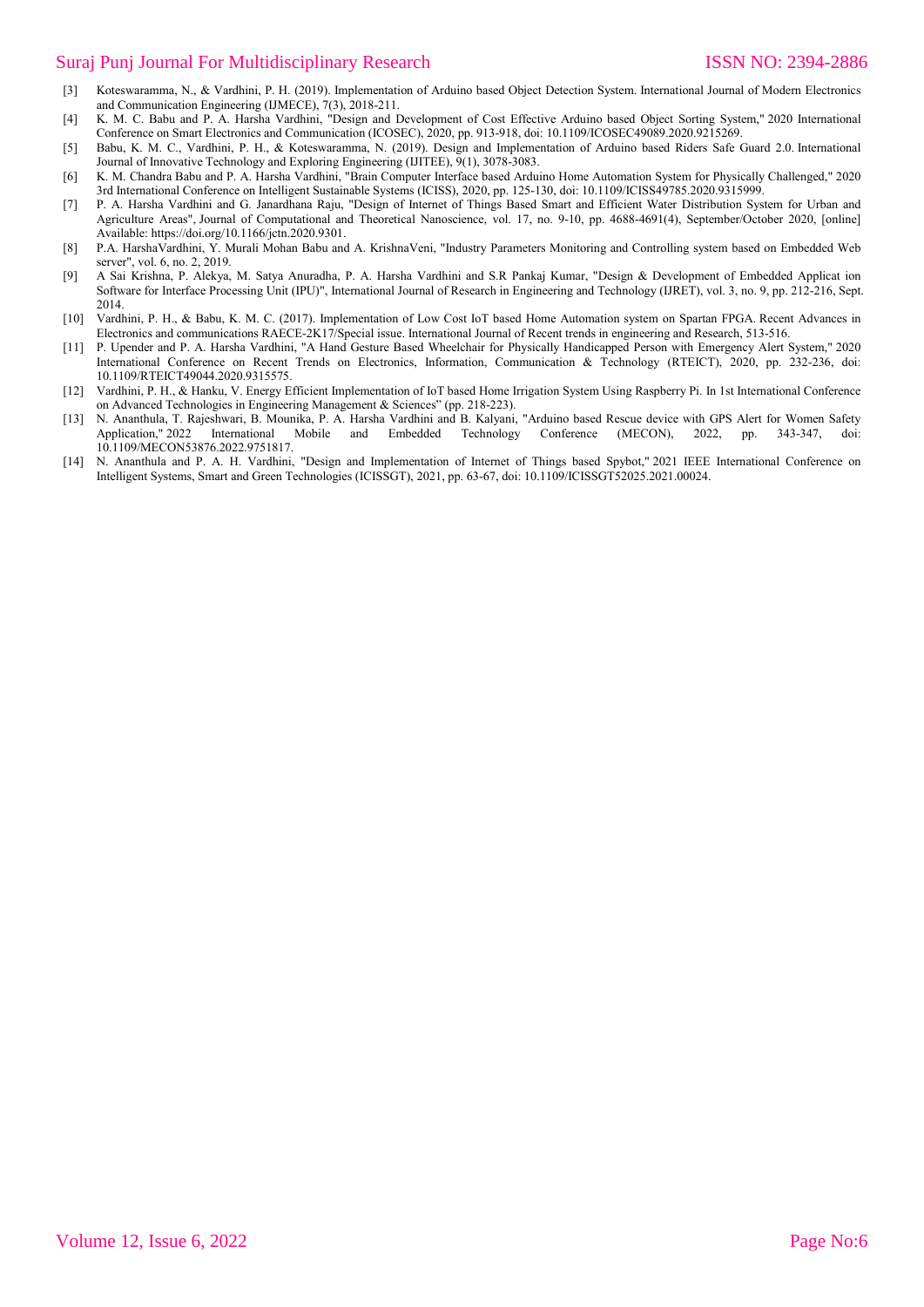[3] Koteswaramma, N., & Vardhini, P. H. (2019). Implementation of Arduino based Object Detection System. International Journal of Modern Electronics and Communication Engineering (IJMECE), 7(3), 2018-211.

[4] K. M. C. Babu and P. A. Harsha Vardhini, "Design and Development of Cost Effective Arduino based Object Sorting System," 2020 International Conference on Smart Electronics and Communication (ICOSEC), 2020, pp. 913-918, doi: 10.1109/ICOSEC49089.2020.9215269.

[5] Babu, K. M. C., Vardhini, P. H., & Koteswaramma, N. (2019). Design and Implementation of Arduino based Riders Safe Guard 2.0. International Journal of Innovative Technology and Exploring Engineering (IJITEE), 9(1), 3078-3083.

[6] K. M. Chandra Babu and P. A. Harsha Vardhini, "Brain Computer Interface based Arduino Home Automation System for Physically Challenged," 2020 3rd International Conference on Intelligent Sustainable Systems (ICISS), 2020, pp. 125-130, doi: 10.1109/ICISS49785.2020.9315999.

[7] P. A. Harsha Vardhini and G. Janardhana Raju, "Design of Internet of Things Based Smart and Efficient Water Distribution System for Urban and Agriculture Areas", Journal of Computational and Theoretical Nanoscience, vol. 17, no. 9-10, pp. 4688-4691(4), September/October 2020, [online] Available: https://doi.org/10.1166/jctn.2020.9301.

[8] P.A. HarshaVardhini, Y. Murali Mohan Babu and A. KrishnaVeni, "Industry Parameters Monitoring and Controlling system based on Embedded Web server", vol. 6, no. 2, 2019.

[9] A Sai Krishna, P. Alekya, M. Satya Anuradha, P. A. Harsha Vardhini and S.R Pankaj Kumar, "Design & Development of Embedded Applicat ion Software for Interface Processing Unit (IPU)", International Journal of Research in Engineering and Technology (IJRET), vol. 3, no. 9, pp. 212-216, Sept. 2014.

[10] Vardhini, P. H., & Babu, K. M. C. (2017). Implementation of Low Cost IoT based Home Automation system on Spartan FPGA. Recent Advances in Electronics and communications RAECE-2K17/Special issue. International Journal of Recent trends in engineering and Research, 513-516.

[11] P. Upender and P. A. Harsha Vardhini, "A Hand Gesture Based Wheelchair for Physically Handicapped Person with Emergency Alert System," 2020 International Conference on Recent Trends on Electronics, Information, Communication & Technology (RTEICT), 2020, pp. 232-236, doi: 10.1109/RTEICT49044.2020.9315575.

[12] Vardhini, P. H., & Hanku, V. Energy Efficient Implementation of IoT based Home Irrigation System Using Raspberry Pi. In 1st International Conference on Advanced Technologies in Engineering Management & Sciences" (pp. 218-223).

[13] N. Ananthula, T. Rajeshwari, B. Mounika, P. A. Harsha Vardhini and B. Kalyani, "Arduino based Rescue device with GPS Alert for Women Safety Application," 2022 International Mobile and Embedded Technology Conference (MECON), 2022, pp. 343-347, doi: 10.1109/MECON53876.2022.9751817.

[14] N. Ananthula and P. A. H. Vardhini, "Design and Implementation of Internet of Things based Spybot," 2021 IEEE International Conference on Intelligent Systems, Smart and Green Technologies (ICISSGT), 2021, pp. 63-67, doi: 10.1109/ICISSGT52025.2021.00024.